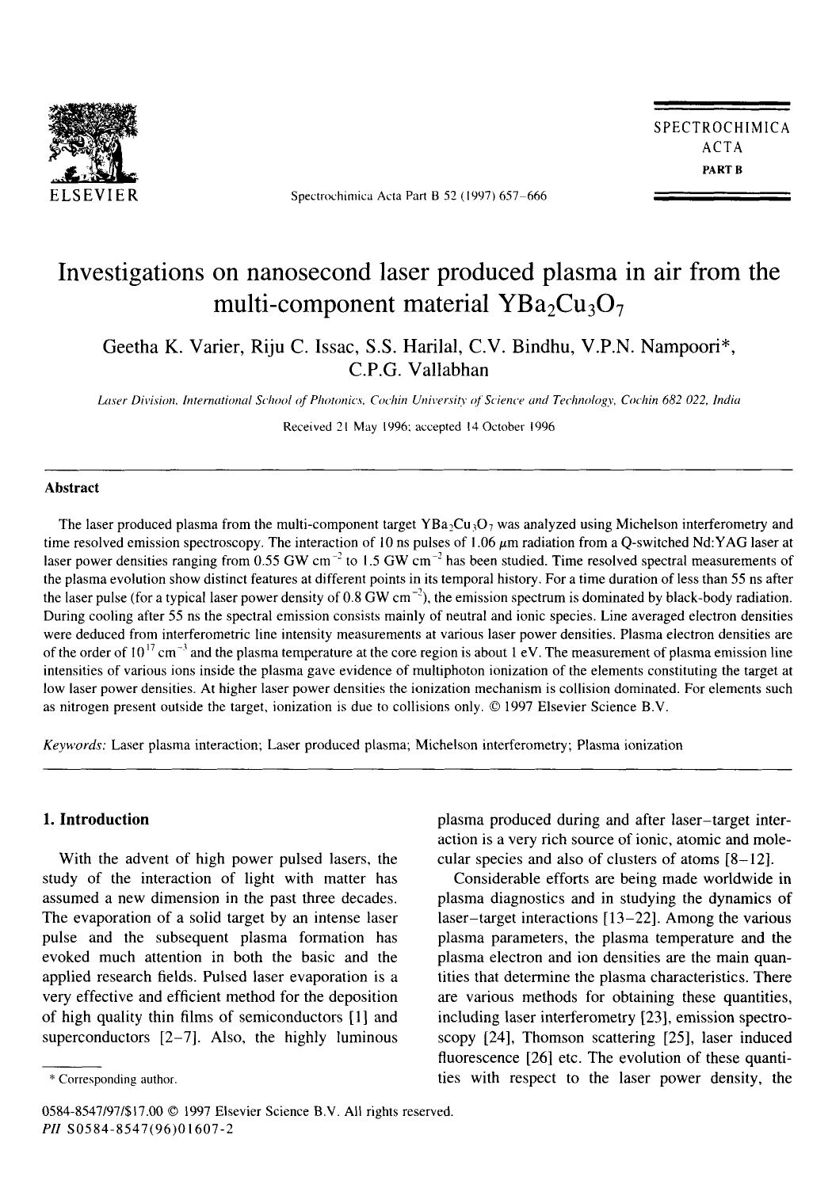# Investigations on nanosecond laser produced plasma in air from the multi-component material $YBa_2Cu_3O_7$

Geetha K. Varier, Riju C. Issac, S.S. Harilal, C.V. Bindhu, V.P.N. Nampoori*, C.P.G. Vallabhan

*Laser Division, International School of Photonics, Cochin University of Science and Technology, Cochin 682 022, India*

Received 21 May 1996; accepted 14 October 1996

## Abstract

The laser produced plasma from the multi-component target $YBa_2Cu_3O_7$ was analyzed using Michelson interferometry and time resolved emission spectroscopy. The interaction of 10 ns pulses of 1.06 $\mu$m radiation from a Q-switched Nd:YAG laser at laser power densities ranging from 0.55 GW $cm^{-2}$ to 1.5 GW $cm^{-2}$ has been studied. Time resolved spectral measurements of the plasma evolution show distinct features at different points in its temporal history. For a time duration of less than 55 ns after the laser pulse (for a typical laser power density of 0.8 GW $cm^{-2}$), the emission spectrum is dominated by black-body radiation. During cooling after 55 ns the spectral emission consists mainly of neutral and ionic species. Line averaged electron densities were deduced from interferometric line intensity measurements at various laser power densities. Plasma electron densities are of the order of $10^{17}$ $cm^{-3}$ and the plasma temperature at the core region is about 1 eV. The measurement of plasma emission line intensities of various ions inside the plasma gave evidence of multiphoton ionization of the elements constituting the target at low laser power densities. At higher laser power densities the ionization mechanism is collision dominated. For elements such as nitrogen present outside the target, ionization is due to collisions only. © 1997 Elsevier Science B.V.

*Keywords:* Laser plasma interaction; Laser produced plasma; Michelson interferometry; Plasma ionization

## 1. Introduction

With the advent of high power pulsed lasers, the study of the interaction of light with matter has assumed a new dimension in the past three decades. The evaporation of a solid target by an intense laser pulse and the subsequent plasma formation has evoked much attention in both the basic and the applied research fields. Pulsed laser evaporation is a very effective and efficient method for the deposition of high quality thin films of semiconductors [1] and superconductors [2–7]. Also, the highly luminous plasma produced during and after laser–target interaction is a very rich source of ionic, atomic and molecular species and also of clusters of atoms [8–12].

Considerable efforts are being made worldwide in plasma diagnostics and in studying the dynamics of laser–target interactions [13–22]. Among the various plasma parameters, the plasma temperature and the plasma electron and ion densities are the main quantities that determine the plasma characteristics. There are various methods for obtaining these quantities, including laser interferometry [23], emission spectroscopy [24], Thomson scattering [25], laser induced fluorescence [26] etc. The evolution of these quantities with respect to the laser power density, the

\* Corresponding author.

0584-8547/97/$17.00 © 1997 Elsevier Science B.V. All rights reserved.
*PII* S0584-8547(96)01607-2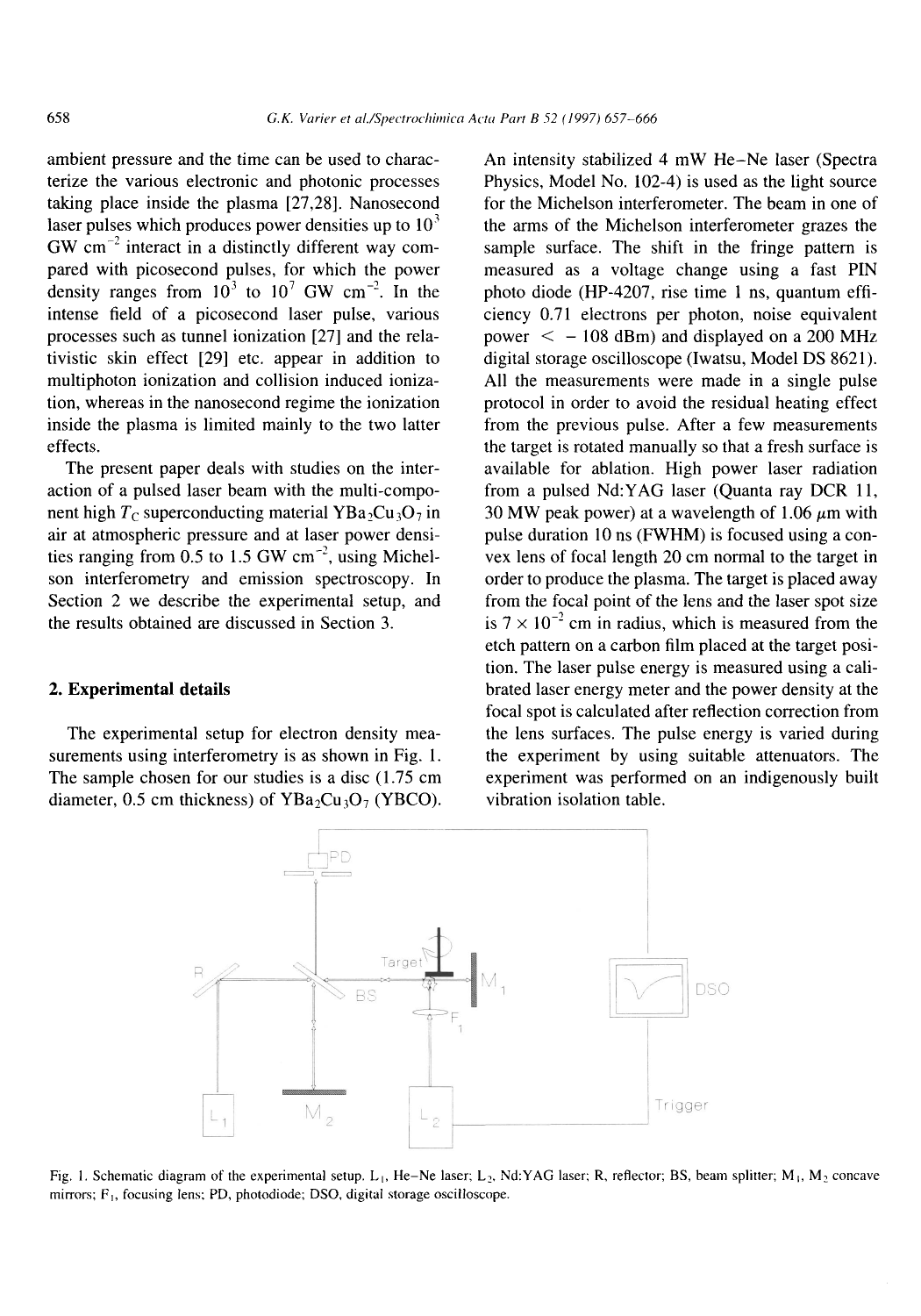ambient pressure and the time can be used to characterize the various electronic and photonic processes taking place inside the plasma [27,28]. Nanosecond laser pulses which produces power densities up to $10^3$ GW $cm^{-2}$ interact in a distinctly different way compared with picosecond pulses, for which the power density ranges from $10^3$ to $10^7$ GW $cm^{-2}$. In the intense field of a picosecond laser pulse, various processes such as tunnel ionization [27] and the relativistic skin effect [29] etc. appear in addition to multiphoton ionization and collision induced ionization, whereas in the nanosecond regime the ionization inside the plasma is limited mainly to the two latter effects.

The present paper deals with studies on the interaction of a pulsed laser beam with the multi-component high $T_C$ superconducting material $YBa_2Cu_3O_7$ in air at atmospheric pressure and at laser power densities ranging from 0.5 to 1.5 GW $cm^{-2}$, using Michelson interferometry and emission spectroscopy. In Section 2 we describe the experimental setup, and the results obtained are discussed in Section 3.

## 2. Experimental details

The experimental setup for electron density measurements using interferometry is as shown in Fig. 1. The sample chosen for our studies is a disc (1.75 cm diameter, 0.5 cm thickness) of $YBa_2Cu_3O_7$ (YBCO). An intensity stabilized 4 mW He–Ne laser (Spectra Physics, Model No. 102-4) is used as the light source for the Michelson interferometer. The beam in one of the arms of the Michelson interferometer grazes the sample surface. The shift in the fringe pattern is measured as a voltage change using a fast PIN photo diode (HP-4207, rise time 1 ns, quantum efficiency 0.71 electrons per photon, noise equivalent power $< -108$ dBm) and displayed on a 200 MHz digital storage oscilloscope (Iwatsu, Model DS 8621). All the measurements were made in a single pulse protocol in order to avoid the residual heating effect from the previous pulse. After a few measurements the target is rotated manually so that a fresh surface is available for ablation. High power laser radiation from a pulsed Nd:YAG laser (Quanta ray DCR 11, 30 MW peak power) at a wavelength of 1.06 $\mu$m with pulse duration 10 ns (FWHM) is focused using a convex lens of focal length 20 cm normal to the target in order to produce the plasma. The target is placed away from the focal point of the lens and the laser spot size is $7 \times 10^{-2}$ cm in radius, which is measured from the etch pattern on a carbon film placed at the target position. The laser pulse energy is measured using a calibrated laser energy meter and the power density at the focal spot is calculated after reflection correction from the lens surfaces. The pulse energy is varied during the experiment by using suitable attenuators. The experiment was performed on an indigenously built vibration isolation table.

Fig. 1. Schematic diagram of the experimental setup. $L_1$, He–Ne laser; $L_2$, Nd:YAG laser; R, reflector; BS, beam splitter; $M_1$, $M_2$ concave mirrors; $F_1$, focusing lens; PD, photodiode; DSO, digital storage oscilloscope.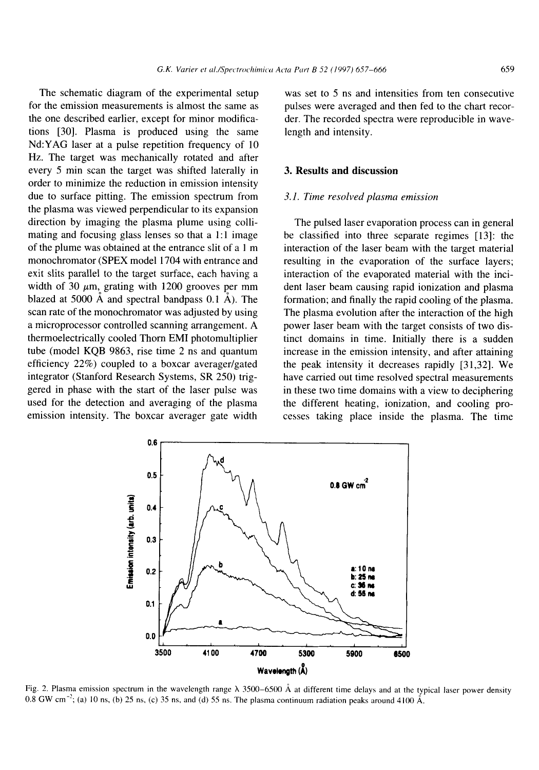The schematic diagram of the experimental setup for the emission measurements is almost the same as the one described earlier, except for minor modifications [30]. Plasma is produced using the same Nd:YAG laser at a pulse repetition frequency of 10 Hz. The target was mechanically rotated and after every 5 min scan the target was shifted laterally in order to minimize the reduction in emission intensity due to surface pitting. The emission spectrum from the plasma was viewed perpendicular to its expansion direction by imaging the plasma plume using collimating and focusing glass lenses so that a 1:1 image of the plume was obtained at the entrance slit of a 1 m monochromator (SPEX model 1704 with entrance and exit slits parallel to the target surface, each having a width of 30 $\mu$m, grating with 1200 grooves per mm blazed at 5000 Å and spectral bandpass 0.1 Å). The scan rate of the monochromator was adjusted by using a microprocessor controlled scanning arrangement. A thermoelectrically cooled Thorn EMI photomultiplier tube (model KQB 9863, rise time 2 ns and quantum efficiency 22%) coupled to a boxcar averager/gated integrator (Stanford Research Systems, SR 250) triggered in phase with the start of the laser pulse was used for the detection and averaging of the plasma emission intensity. The boxcar averager gate width was set to 5 ns and intensities from ten consecutive pulses were averaged and then fed to the chart recorder. The recorded spectra were reproducible in wavelength and intensity.

## 3. Results and discussion

### 3.1. Time resolved plasma emission

The pulsed laser evaporation process can in general be classified into three separate regimes [13]: the interaction of the laser beam with the target material resulting in the evaporation of the surface layers; interaction of the evaporated material with the incident laser beam causing rapid ionization and plasma formation; and finally the rapid cooling of the plasma. The plasma evolution after the interaction of the high power laser beam with the target consists of two distinct domains in time. Initially there is a sudden increase in the emission intensity, and after attaining the peak intensity it decreases rapidly [31,32]. We have carried out time resolved spectral measurements in these two time domains with a view to deciphering the different heating, ionization, and cooling processes taking place inside the plasma. The time

Fig. 2. Plasma emission spectrum in the wavelength range $\lambda$ 3500–6500 Å at different time delays and at the typical laser power density 0.8 GW cm$^{-2}$; (a) 10 ns, (b) 25 ns, (c) 35 ns, and (d) 55 ns. The plasma continuum radiation peaks around 4100 Å.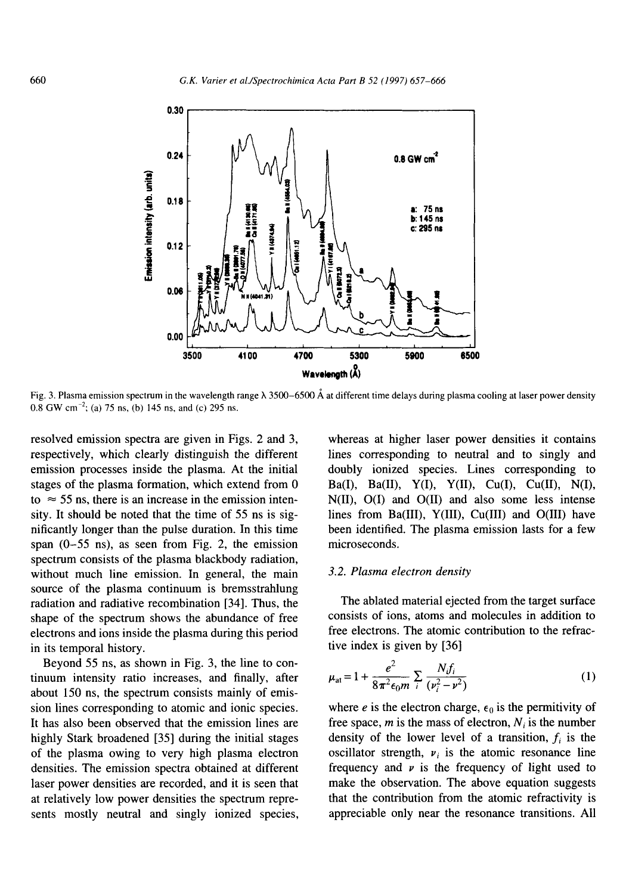Fig. 3. Plasma emission spectrum in the wavelength range λ 3500–6500 Å at different time delays during plasma cooling at laser power density 0.8 GW cm$^{-2}$; (a) 75 ns, (b) 145 ns, and (c) 295 ns.

resolved emission spectra are given in Figs. 2 and 3, respectively, which clearly distinguish the different emission processes inside the plasma. At the initial stages of the plasma formation, which extend from 0 to ≈ 55 ns, there is an increase in the emission intensity. It should be noted that the time of 55 ns is significantly longer than the pulse duration. In this time span (0–55 ns), as seen from Fig. 2, the emission spectrum consists of the plasma blackbody radiation, without much line emission. In general, the main source of the plasma continuum is bremsstrahlung radiation and radiative recombination [34]. Thus, the shape of the spectrum shows the abundance of free electrons and ions inside the plasma during this period in its temporal history.

Beyond 55 ns, as shown in Fig. 3, the line to continuum intensity ratio increases, and finally, after about 150 ns, the spectrum consists mainly of emission lines corresponding to atomic and ionic species. It has also been observed that the emission lines are highly Stark broadened [35] during the initial stages of the plasma owing to very high plasma electron densities. The emission spectra obtained at different laser power densities are recorded, and it is seen that at relatively low power densities the spectrum represents mostly neutral and singly ionized species, whereas at higher laser power densities it contains lines corresponding to neutral and to singly and doubly ionized species. Lines corresponding to Ba(I), Ba(II), Y(I), Y(II), Cu(I), Cu(II), N(I), N(II), O(I) and O(II) and also some less intense lines from Ba(III), Y(III), Cu(III) and O(III) have been identified. The plasma emission lasts for a few microseconds.

### 3.2. Plasma electron density

The ablated material ejected from the target surface consists of ions, atoms and molecules in addition to free electrons. The atomic contribution to the refractive index is given by [36]

$$\mu_{at} = 1 + \frac{e^2}{8\pi^2 \epsilon_0 m} \sum_i \frac{N_i f_i}{(\nu_i^2 - \nu^2)} \tag{1}$$

where $e$ is the electron charge, $\epsilon_0$ is the permitivity of free space, $m$ is the mass of electron, $N_i$ is the number density of the lower level of a transition, $f_i$ is the oscillator strength, $\nu_i$ is the atomic resonance line frequency and $\nu$ is the frequency of light used to make the observation. The above equation suggests that the contribution from the atomic refractivity is appreciable only near the resonance transitions. All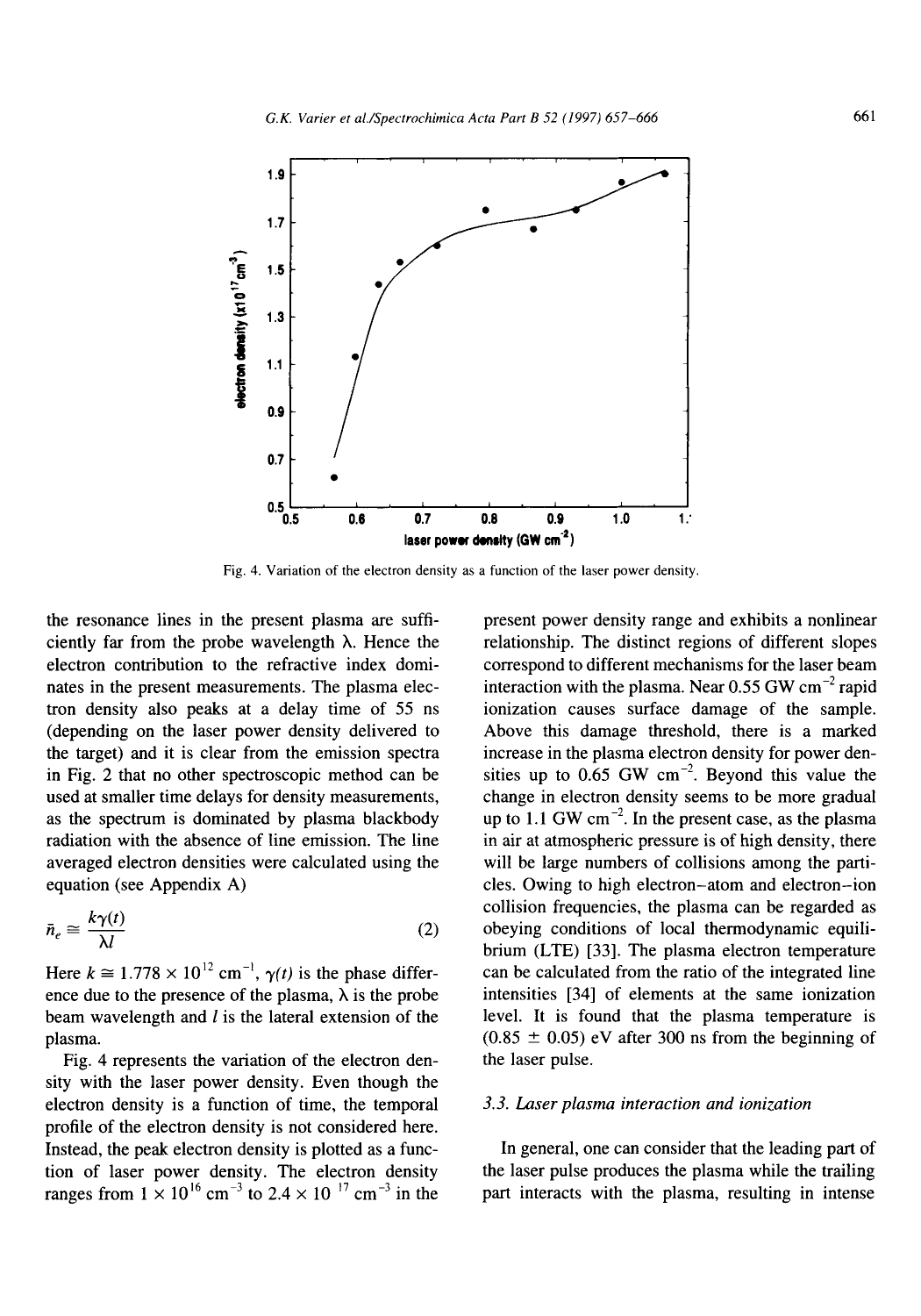Fig. 4. Variation of the electron density as a function of the laser power density.

the resonance lines in the present plasma are sufficiently far from the probe wavelength $\lambda$. Hence the electron contribution to the refractive index dominates in the present measurements. The plasma electron density also peaks at a delay time of 55 ns (depending on the laser power density delivered to the target) and it is clear from the emission spectra in Fig. 2 that no other spectroscopic method can be used at smaller time delays for density measurements, as the spectrum is dominated by plasma blackbody radiation with the absence of line emission. The line averaged electron densities were calculated using the equation (see Appendix A)

$$\bar{n}_e \cong \frac{k\gamma(t)}{\lambda l} \tag{2}$$

Here $k \cong 1.778 \times 10^{12}$ cm$^{-1}$, $\gamma(t)$ is the phase difference due to the presence of the plasma, $\lambda$ is the probe beam wavelength and $l$ is the lateral extension of the plasma.

Fig. 4 represents the variation of the electron density with the laser power density. Even though the electron density is a function of time, the temporal profile of the electron density is not considered here. Instead, the peak electron density is plotted as a function of laser power density. The electron density ranges from $1 \times 10^{16}$ cm$^{-3}$ to $2.4 \times 10^{17}$ cm$^{-3}$ in the present power density range and exhibits a nonlinear relationship. The distinct regions of different slopes correspond to different mechanisms for the laser beam interaction with the plasma. Near 0.55 GW cm$^{-2}$ rapid ionization causes surface damage of the sample. Above this damage threshold, there is a marked increase in the plasma electron density for power densities up to 0.65 GW cm$^{-2}$. Beyond this value the change in electron density seems to be more gradual up to 1.1 GW cm$^{-2}$. In the present case, as the plasma in air at atmospheric pressure is of high density, there will be large numbers of collisions among the particles. Owing to high electron–atom and electron–ion collision frequencies, the plasma can be regarded as obeying conditions of local thermodynamic equilibrium (LTE) [33]. The plasma electron temperature can be calculated from the ratio of the integrated line intensities [34] of elements at the same ionization level. It is found that the plasma temperature is (0.85 ± 0.05) eV after 300 ns from the beginning of the laser pulse.

### 3.3. Laser plasma interaction and ionization

In general, one can consider that the leading part of the laser pulse produces the plasma while the trailing part interacts with the plasma, resulting in intense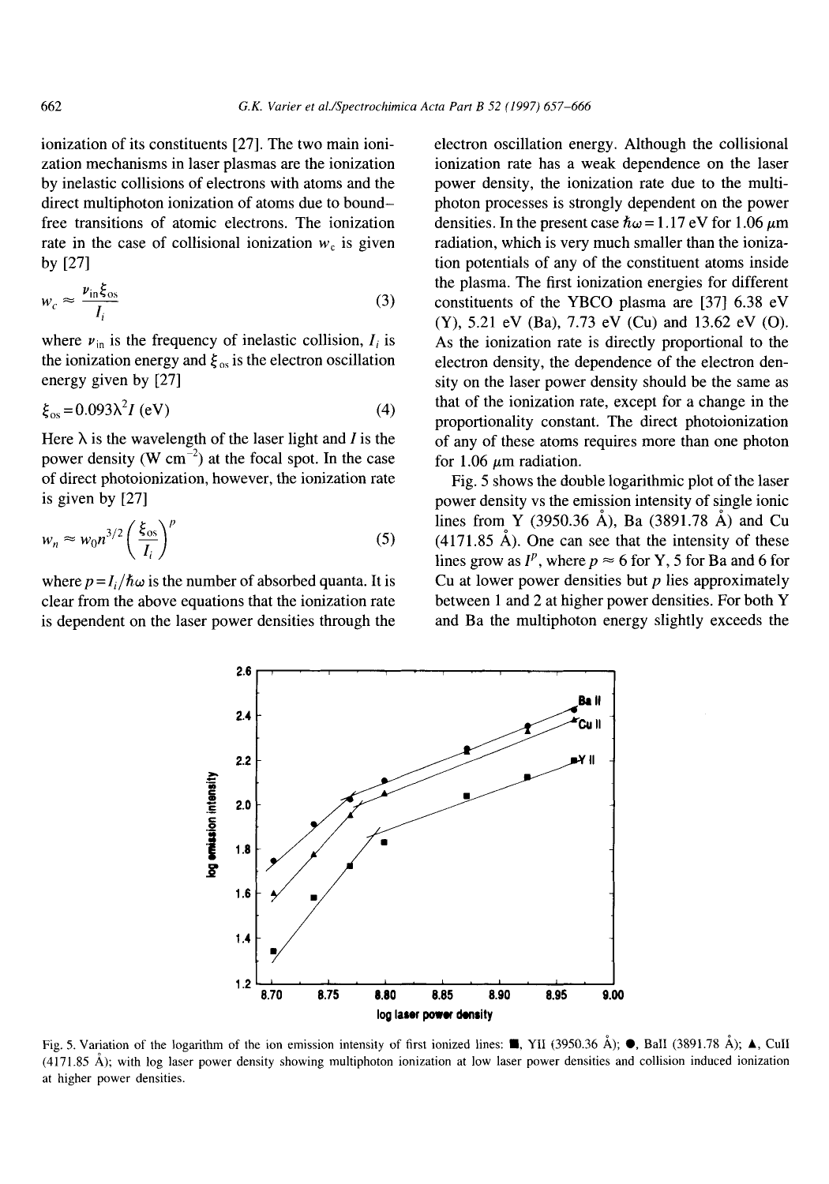ionization of its constituents [27]. The two main ionization mechanisms in laser plasmas are the ionization by inelastic collisions of electrons with atoms and the direct multiphoton ionization of atoms due to bound–free transitions of atomic electrons. The ionization rate in the case of collisional ionization $w_c$ is given by [27]

$$w_c \approx \frac{\nu_{in}\xi_{os}}{I_i} \tag{3}$$

where $\nu_{in}$ is the frequency of inelastic collision, $I_i$ is the ionization energy and $\xi_{os}$ is the electron oscillation energy given by [27]

$$\xi_{os} = 0.093\lambda^2 I \text{ (eV)} \tag{4}$$

Here $\lambda$ is the wavelength of the laser light and $I$ is the power density (W cm$^{-2}$) at the focal spot. In the case of direct photoionization, however, the ionization rate is given by [27]

$$w_n \approx w_0 n^{3/2}\left(\frac{\xi_{os}}{I_i}\right)^p \tag{5}$$

where $p = I_i/\hbar\omega$ is the number of absorbed quanta. It is clear from the above equations that the ionization rate is dependent on the laser power densities through the electron oscillation energy. Although the collisional ionization rate has a weak dependence on the laser power density, the ionization rate due to the multiphoton processes is strongly dependent on the power densities. In the present case $\hbar\omega = 1.17$ eV for 1.06 $\mu$m radiation, which is very much smaller than the ionization potentials of any of the constituent atoms inside the plasma. The first ionization energies for different constituents of the YBCO plasma are [37] 6.38 eV (Y), 5.21 eV (Ba), 7.73 eV (Cu) and 13.62 eV (O). As the ionization rate is directly proportional to the electron density, the dependence of the electron density on the laser power density should be the same as that of the ionization rate, except for a change in the proportionality constant. The direct photoionization of any of these atoms requires more than one photon for 1.06 $\mu$m radiation.

Fig. 5 shows the double logarithmic plot of the laser power density vs the emission intensity of single ionic lines from Y (3950.36 Å), Ba (3891.78 Å) and Cu (4171.85 Å). One can see that the intensity of these lines grow as $I^p$, where $p \approx 6$ for Y, 5 for Ba and 6 for Cu at lower power densities but $p$ lies approximately between 1 and 2 at higher power densities. For both Y and Ba the multiphoton energy slightly exceeds the

Fig. 5. Variation of the logarithm of the ion emission intensity of first ionized lines: ■, YII (3950.36 Å); ●, BaII (3891.78 Å); ▲, CuII (4171.85 Å); with log laser power density showing multiphoton ionization at low laser power densities and collision induced ionization at higher power densities.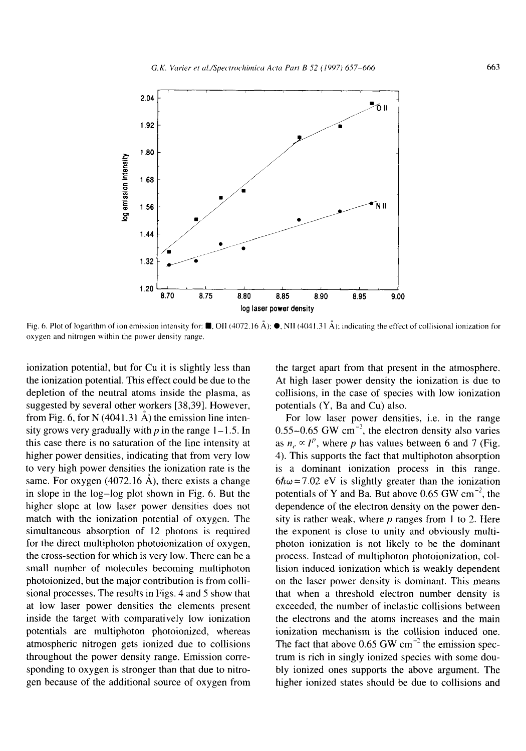Fig. 6. Plot of logarithm of ion emission intensity for: ■, OII (4072.16 Å); ●, NII (4041.31 Å); indicating the effect of collisional ionization for oxygen and nitrogen within the power density range.

ionization potential, but for Cu it is slightly less than the ionization potential. This effect could be due to the depletion of the neutral atoms inside the plasma, as suggested by several other workers [38,39]. However, from Fig. 6, for N (4041.31 Å) the emission line intensity grows very gradually with $p$ in the range 1–1.5. In this case there is no saturation of the line intensity at higher power densities, indicating that from very low to very high power densities the ionization rate is the same. For oxygen (4072.16 Å), there exists a change in slope in the log–log plot shown in Fig. 6. But the higher slope at low laser power densities does not match with the ionization potential of oxygen. The simultaneous absorption of 12 photons is required for the direct multiphoton photoionization of oxygen, the cross-section for which is very low. There can be a small number of molecules becoming multiphoton photoionized, but the major contribution is from collisional processes. The results in Figs. 4 and 5 show that at low laser power densities the elements present inside the target with comparatively low ionization potentials are multiphoton photoionized, whereas atmospheric nitrogen gets ionized due to collisions throughout the power density range. Emission corresponding to oxygen is stronger than that due to nitrogen because of the additional source of oxygen from the target apart from that present in the atmosphere. At high laser power density the ionization is due to collisions, in the case of species with low ionization potentials (Y, Ba and Cu) also.

For low laser power densities, i.e. in the range 0.55–0.65 GW $cm^{-2}$, the electron density also varies as $n_e \propto I^p$, where $p$ has values between 6 and 7 (Fig. 4). This supports the fact that multiphoton absorption is a dominant ionization process in this range. $6\hbar\omega = 7.02$ eV is slightly greater than the ionization potentials of Y and Ba. But above 0.65 GW $cm^{-2}$, the dependence of the electron density on the power density is rather weak, where $p$ ranges from 1 to 2. Here the exponent is close to unity and obviously multiphoton ionization is not likely to be the dominant process. Instead of multiphoton photoionization, collision induced ionization which is weakly dependent on the laser power density is dominant. This means that when a threshold electron number density is exceeded, the number of inelastic collisions between the electrons and the atoms increases and the main ionization mechanism is the collision induced one. The fact that above 0.65 GW $cm^{-2}$ the emission spectrum is rich in singly ionized species with some doubly ionized ones supports the above argument. The higher ionized states should be due to collisions and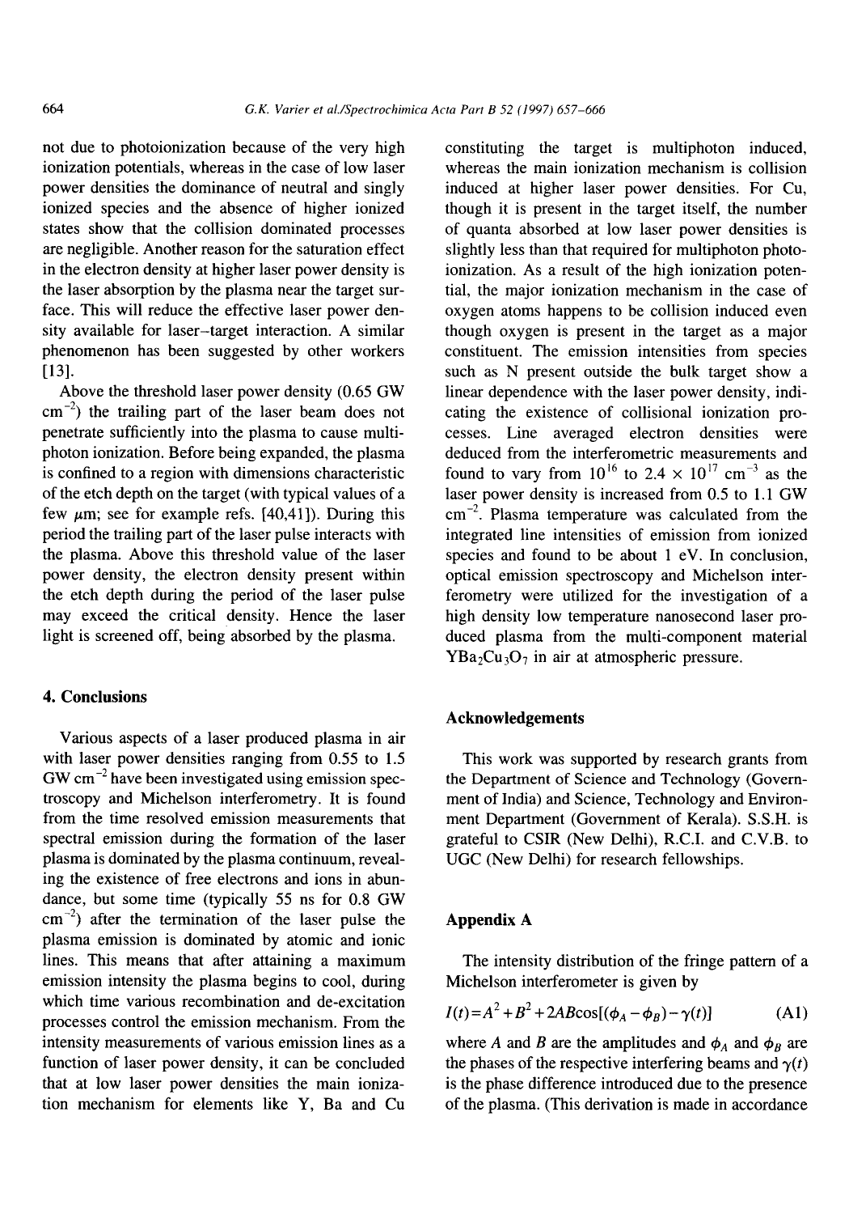not due to photoionization because of the very high ionization potentials, whereas in the case of low laser power densities the dominance of neutral and singly ionized species and the absence of higher ionized states show that the collision dominated processes are negligible. Another reason for the saturation effect in the electron density at higher laser power density is the laser absorption by the plasma near the target surface. This will reduce the effective laser power density available for laser–target interaction. A similar phenomenon has been suggested by other workers [13].

Above the threshold laser power density (0.65 GW $cm^{-2}$) the trailing part of the laser beam does not penetrate sufficiently into the plasma to cause multiphoton ionization. Before being expanded, the plasma is confined to a region with dimensions characteristic of the etch depth on the target (with typical values of a few $\mu$m; see for example refs. [40,41]). During this period the trailing part of the laser pulse interacts with the plasma. Above this threshold value of the laser power density, the electron density present within the etch depth during the period of the laser pulse may exceed the critical density. Hence the laser light is screened off, being absorbed by the plasma.

## 4. Conclusions

Various aspects of a laser produced plasma in air with laser power densities ranging from 0.55 to 1.5 GW $cm^{-2}$ have been investigated using emission spectroscopy and Michelson interferometry. It is found from the time resolved emission measurements that spectral emission during the formation of the laser plasma is dominated by the plasma continuum, revealing the existence of free electrons and ions in abundance, but some time (typically 55 ns for 0.8 GW $cm^{-2}$) after the termination of the laser pulse the plasma emission is dominated by atomic and ionic lines. This means that after attaining a maximum emission intensity the plasma begins to cool, during which time various recombination and de-excitation processes control the emission mechanism. From the intensity measurements of various emission lines as a function of laser power density, it can be concluded that at low laser power densities the main ionization mechanism for elements like Y, Ba and Cu constituting the target is multiphoton induced, whereas the main ionization mechanism is collision induced at higher laser power densities. For Cu, though it is present in the target itself, the number of quanta absorbed at low laser power densities is slightly less than that required for multiphoton photoionization. As a result of the high ionization potential, the major ionization mechanism in the case of oxygen atoms happens to be collision induced even though oxygen is present in the target as a major constituent. The emission intensities from species such as N present outside the bulk target show a linear dependence with the laser power density, indicating the existence of collisional ionization processes. Line averaged electron densities were deduced from the interferometric measurements and found to vary from $10^{16}$ to $2.4 \times 10^{17}$ $cm^{-3}$ as the laser power density is increased from 0.5 to 1.1 GW $cm^{-2}$. Plasma temperature was calculated from the integrated line intensities of emission from ionized species and found to be about 1 eV. In conclusion, optical emission spectroscopy and Michelson interferometry were utilized for the investigation of a high density low temperature nanosecond laser produced plasma from the multi-component material $YBa_2Cu_3O_7$ in air at atmospheric pressure.

## Acknowledgements

This work was supported by research grants from the Department of Science and Technology (Government of India) and Science, Technology and Environment Department (Government of Kerala). S.S.H. is grateful to CSIR (New Delhi), R.C.I. and C.V.B. to UGC (New Delhi) for research fellowships.

## Appendix A

The intensity distribution of the fringe pattern of a Michelson interferometer is given by

$$I(t)=A^2+B^2+2AB\cos[(\phi_A-\phi_B)-\gamma(t)] \quad \text{(A1)}$$

where $A$ and $B$ are the amplitudes and $\phi_A$ and $\phi_B$ are the phases of the respective interfering beams and $\gamma(t)$ is the phase difference introduced due to the presence of the plasma. (This derivation is made in accordance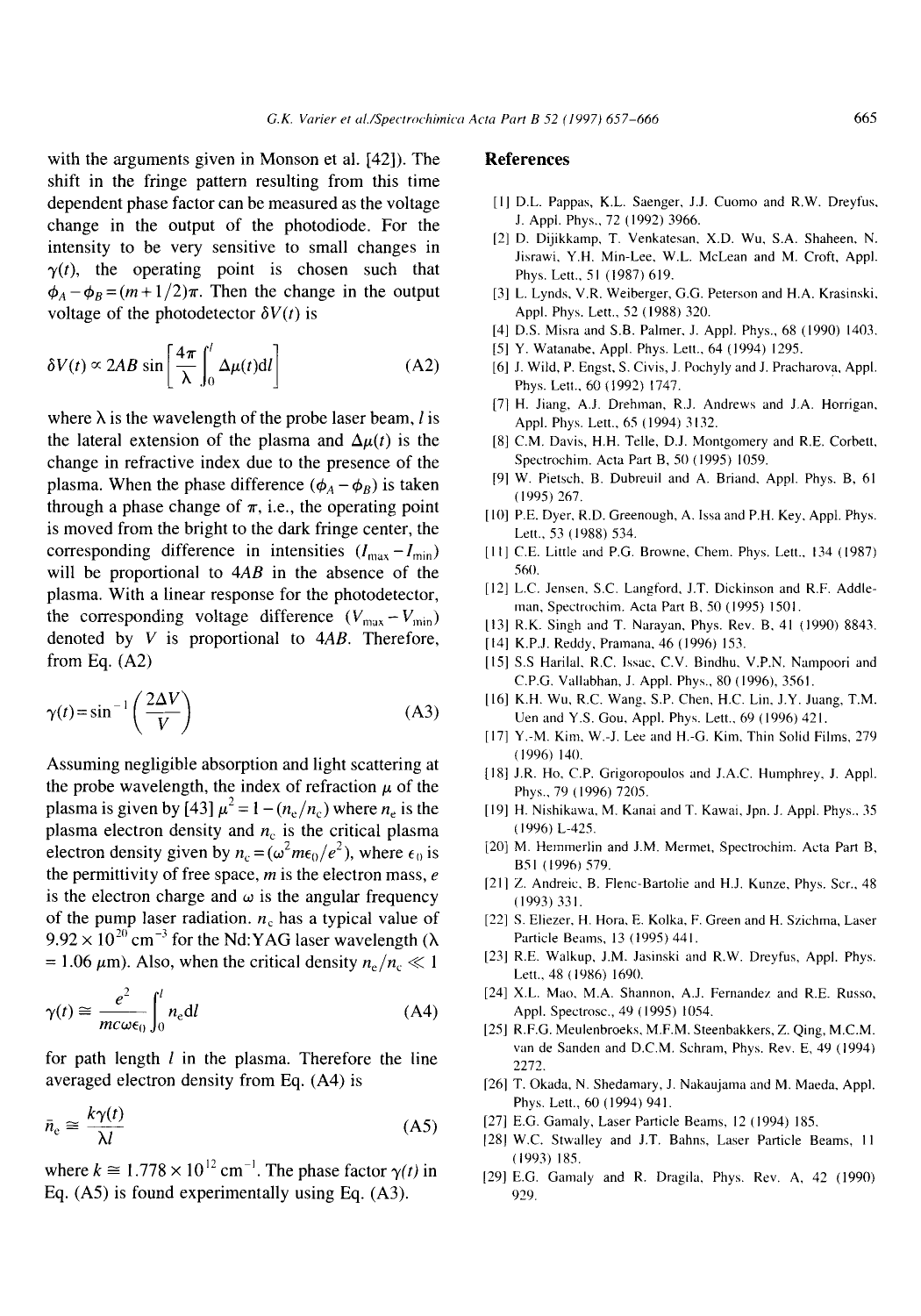with the arguments given in Monson et al. [42]). The shift in the fringe pattern resulting from this time dependent phase factor can be measured as the voltage change in the output of the photodiode. For the intensity to be very sensitive to small changes in $\gamma(t)$, the operating point is chosen such that $\phi_A - \phi_B = (m+1/2)\pi$. Then the change in the output voltage of the photodetector $\delta V(t)$ is

$$\delta V(t) \propto 2AB \sin\left[\frac{4\pi}{\lambda}\int_0^l \Delta\mu(t)\mathrm{d}l\right] \tag{A2}$$

where $\lambda$ is the wavelength of the probe laser beam, $l$ is the lateral extension of the plasma and $\Delta\mu(t)$ is the change in refractive index due to the presence of the plasma. When the phase difference $(\phi_A - \phi_B)$ is taken through a phase change of $\pi$, i.e., the operating point is moved from the bright to the dark fringe center, the corresponding difference in intensities $(I_{\max} - I_{\min})$ will be proportional to $4AB$ in the absence of the plasma. With a linear response for the photodetector, the corresponding voltage difference $(V_{\max} - V_{\min})$ denoted by $V$ is proportional to $4AB$. Therefore, from Eq. (A2)

$$\gamma(t) = \sin^{-1}\left(\frac{2\Delta V}{V}\right) \tag{A3}$$

Assuming negligible absorption and light scattering at the probe wavelength, the index of refraction $\mu$ of the plasma is given by [43] $\mu^2 = 1 - (n_e/n_c)$ where $n_e$ is the plasma electron density and $n_c$ is the critical plasma electron density given by $n_c = (\omega^2 m\epsilon_0/e^2)$, where $\epsilon_0$ is the permittivity of free space, $m$ is the electron mass, $e$ is the electron charge and $\omega$ is the angular frequency of the pump laser radiation. $n_c$ has a typical value of $9.92\times10^{20}\ \mathrm{cm}^{-3}$ for the Nd:YAG laser wavelength ($\lambda = 1.06\ \mu$m). Also, when the critical density $n_e/n_c \ll 1$

$$\gamma(t) \cong \frac{e^2}{mc\omega\epsilon_0}\int_0^l n_e \mathrm{d}l \tag{A4}$$

for path length $l$ in the plasma. Therefore the line averaged electron density from Eq. (A4) is

$$\bar{n}_e \cong \frac{k\gamma(t)}{\lambda l} \tag{A5}$$

where $k \cong 1.778\times10^{12}\ \mathrm{cm}^{-1}$. The phase factor $\gamma(t)$ in Eq. (A5) is found experimentally using Eq. (A3).

## References

[1] D.L. Pappas, K.L. Saenger, J.J. Cuomo and R.W. Dreyfus, J. Appl. Phys., 72 (1992) 3966.

[2] D. Dijikkamp, T. Venkatesan, X.D. Wu, S.A. Shaheen, N. Jisrawi, Y.H. Min-Lee, W.L. McLean and M. Croft, Appl. Phys. Lett., 51 (1987) 619.

[3] L. Lynds, V.R. Weiberger, G.G. Peterson and H.A. Krasinski, Appl. Phys. Lett., 52 (1988) 320.

[4] D.S. Misra and S.B. Palmer, J. Appl. Phys., 68 (1990) 1403.

[5] Y. Watanabe, Appl. Phys. Lett., 64 (1994) 1295.

[6] J. Wild, P. Engst, S. Civis, J. Pochyly and J. Pracharova, Appl. Phys. Lett., 60 (1992) 1747.

[7] H. Jiang, A.J. Drehman, R.J. Andrews and J.A. Horrigan, Appl. Phys. Lett., 65 (1994) 3132.

[8] C.M. Davis, H.H. Telle, D.J. Montgomery and R.E. Corbett, Spectrochim. Acta Part B, 50 (1995) 1059.

[9] W. Pietsch, B. Dubreuil and A. Briand, Appl. Phys. B, 61 (1995) 267.

[10] P.E. Dyer, R.D. Greenough, A. Issa and P.H. Key, Appl. Phys. Lett., 53 (1988) 534.

[11] C.E. Little and P.G. Browne, Chem. Phys. Lett., 134 (1987) 560.

[12] L.C. Jensen, S.C. Langford, J.T. Dickinson and R.F. Addleman, Spectrochim. Acta Part B, 50 (1995) 1501.

[13] R.K. Singh and T. Narayan, Phys. Rev. B, 41 (1990) 8843.

[14] K.P.J. Reddy, Pramana, 46 (1996) 153.

[15] S.S Harilal, R.C. Issac, C.V. Bindhu, V.P.N. Nampoori and C.P.G. Vallabhan, J. Appl. Phys., 80 (1996), 3561.

[16] K.H. Wu, R.C. Wang, S.P. Chen, H.C. Lin, J.Y. Juang, T.M. Uen and Y.S. Gou, Appl. Phys. Lett., 69 (1996) 421.

[17] Y.-M. Kim, W.-J. Lee and H.-G. Kim, Thin Solid Films, 279 (1996) 140.

[18] J.R. Ho, C.P. Grigoropoulos and J.A.C. Humphrey, J. Appl. Phys., 79 (1996) 7205.

[19] H. Nishikawa, M. Kanai and T. Kawai, Jpn. J. Appl. Phys., 35 (1996) L-425.

[20] M. Hemmerlin and J.M. Mermet, Spectrochim. Acta Part B, B51 (1996) 579.

[21] Z. Andreic, B. Flenc-Bartolic and H.J. Kunze, Phys. Scr., 48 (1993) 331.

[22] S. Eliezer, H. Hora, E. Kolka, F. Green and H. Szichma, Laser Particle Beams, 13 (1995) 441.

[23] R.E. Walkup, J.M. Jasinski and R.W. Dreyfus, Appl. Phys. Lett., 48 (1986) 1690.

[24] X.L. Mao, M.A. Shannon, A.J. Fernandez and R.E. Russo, Appl. Spectrosc., 49 (1995) 1054.

[25] R.F.G. Meulenbroeks, M.F.M. Steenbakkers, Z. Qing, M.C.M. van de Sanden and D.C.M. Schram, Phys. Rev. E, 49 (1994) 2272.

[26] T. Okada, N. Shedamary, J. Nakaujama and M. Maeda, Appl. Phys. Lett., 60 (1994) 941.

[27] E.G. Gamaly, Laser Particle Beams, 12 (1994) 185.

[28] W.C. Stwalley and J.T. Bahns, Laser Particle Beams, 11 (1993) 185.

[29] E.G. Gamaly and R. Dragila, Phys. Rev. A, 42 (1990) 929.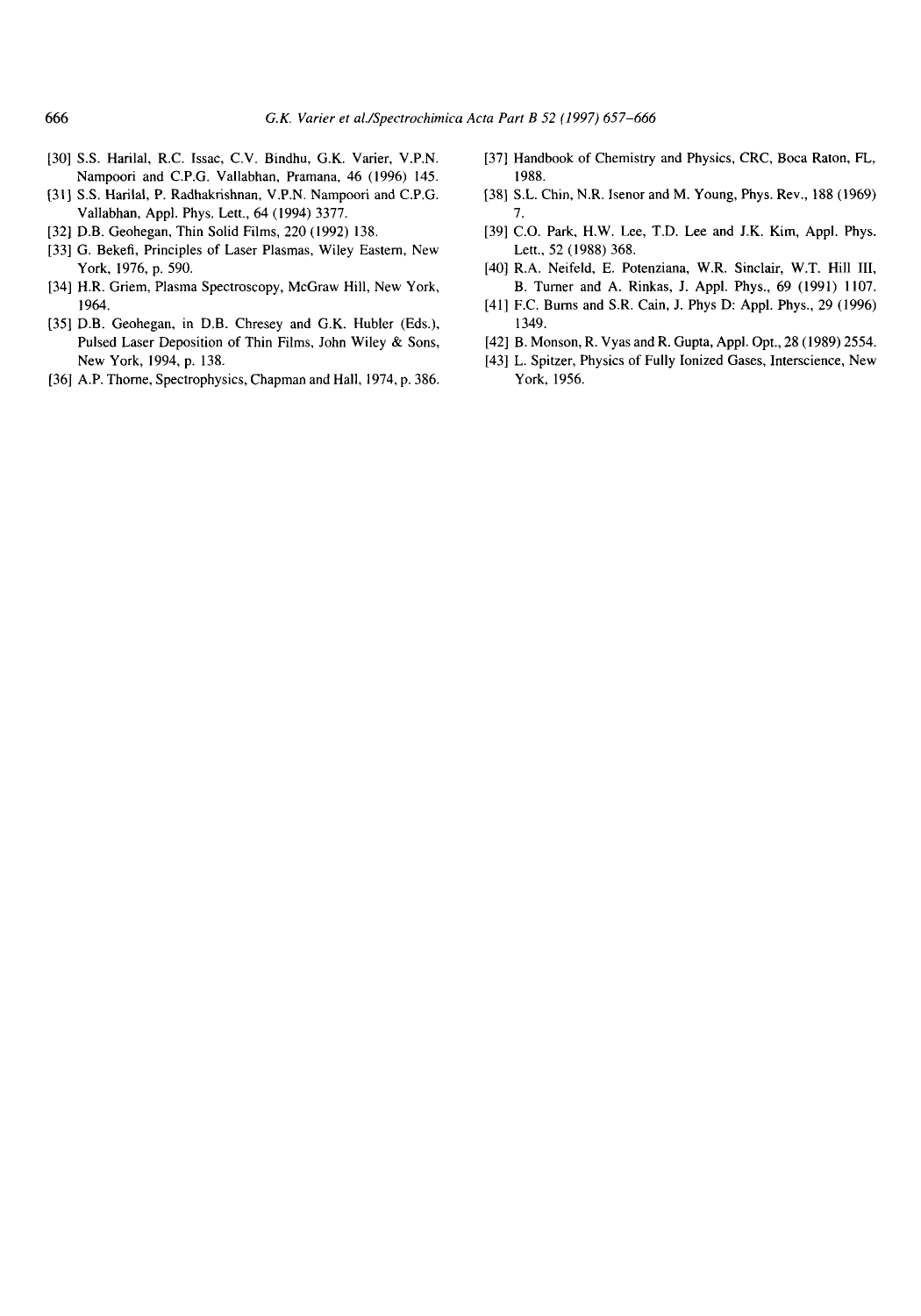[30] S.S. Harilal, R.C. Issac, C.V. Bindhu, G.K. Varier, V.P.N. Nampoori and C.P.G. Vallabhan, Pramana, 46 (1996) 145.

[31] S.S. Harilal, P. Radhakrishnan, V.P.N. Nampoori and C.P.G. Vallabhan, Appl. Phys. Lett., 64 (1994) 3377.

[32] D.B. Geohegan, Thin Solid Films, 220 (1992) 138.

[33] G. Bekefi, Principles of Laser Plasmas, Wiley Eastern, New York, 1976, p. 590.

[34] H.R. Griem, Plasma Spectroscopy, McGraw Hill, New York, 1964.

[35] D.B. Geohegan, in D.B. Chresey and G.K. Hubler (Eds.), Pulsed Laser Deposition of Thin Films, John Wiley & Sons, New York, 1994, p. 138.

[36] A.P. Thorne, Spectrophysics, Chapman and Hall, 1974, p. 386.

[37] Handbook of Chemistry and Physics, CRC, Boca Raton, FL, 1988.

[38] S.L. Chin, N.R. Isenor and M. Young, Phys. Rev., 188 (1969) 7.

[39] C.O. Park, H.W. Lee, T.D. Lee and J.K. Kim, Appl. Phys. Lett., 52 (1988) 368.

[40] R.A. Neifeld, E. Potenziana, W.R. Sinclair, W.T. Hill III, B. Turner and A. Rinkas, J. Appl. Phys., 69 (1991) 1107.

[41] F.C. Burns and S.R. Cain, J. Phys D: Appl. Phys., 29 (1996) 1349.

[42] B. Monson, R. Vyas and R. Gupta, Appl. Opt., 28 (1989) 2554.

[43] L. Spitzer, Physics of Fully Ionized Gases, Interscience, New York, 1956.